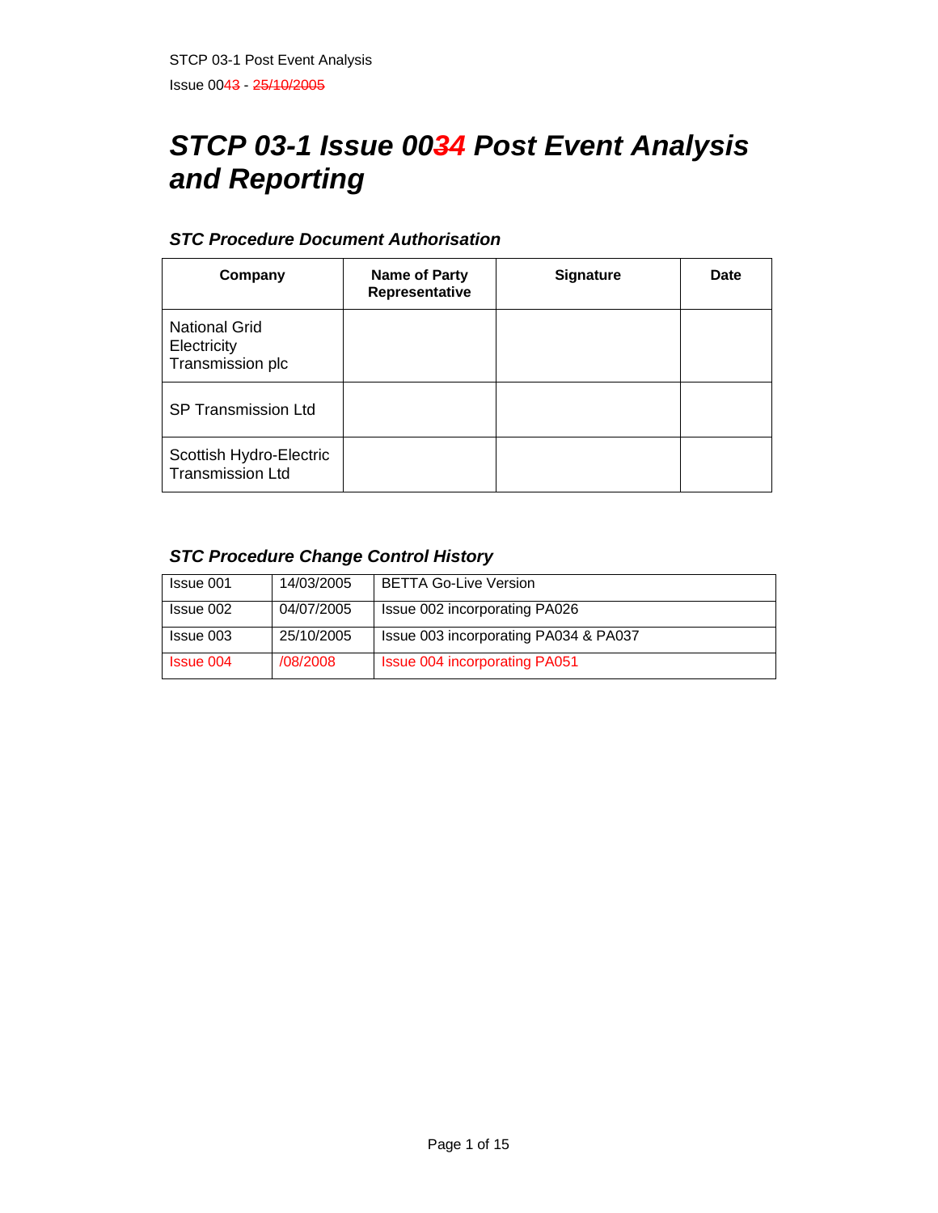# STCP 03-1 Issue 0034 Post Event Analysis and Reporting

### STC Procedure Document Authorisation

| Company | Name of Party Representative | Signature | Date |
|---|---|---|---|
| National Grid Electricity Transmission plc | | | |
| SP Transmission Ltd | | | |
| Scottish Hydro-Electric Transmission Ltd | | | |

### STC Procedure Change Control History

| | | |
|---|---|---|
| Issue 001 | 14/03/2005 | BETTA Go-Live Version |
| Issue 002 | 04/07/2005 | Issue 002 incorporating PA026 |
| Issue 003 | 25/10/2005 | Issue 003 incorporating PA034 & PA037 |
| Issue 004 | /08/2008 | Issue 004 incorporating PA051 |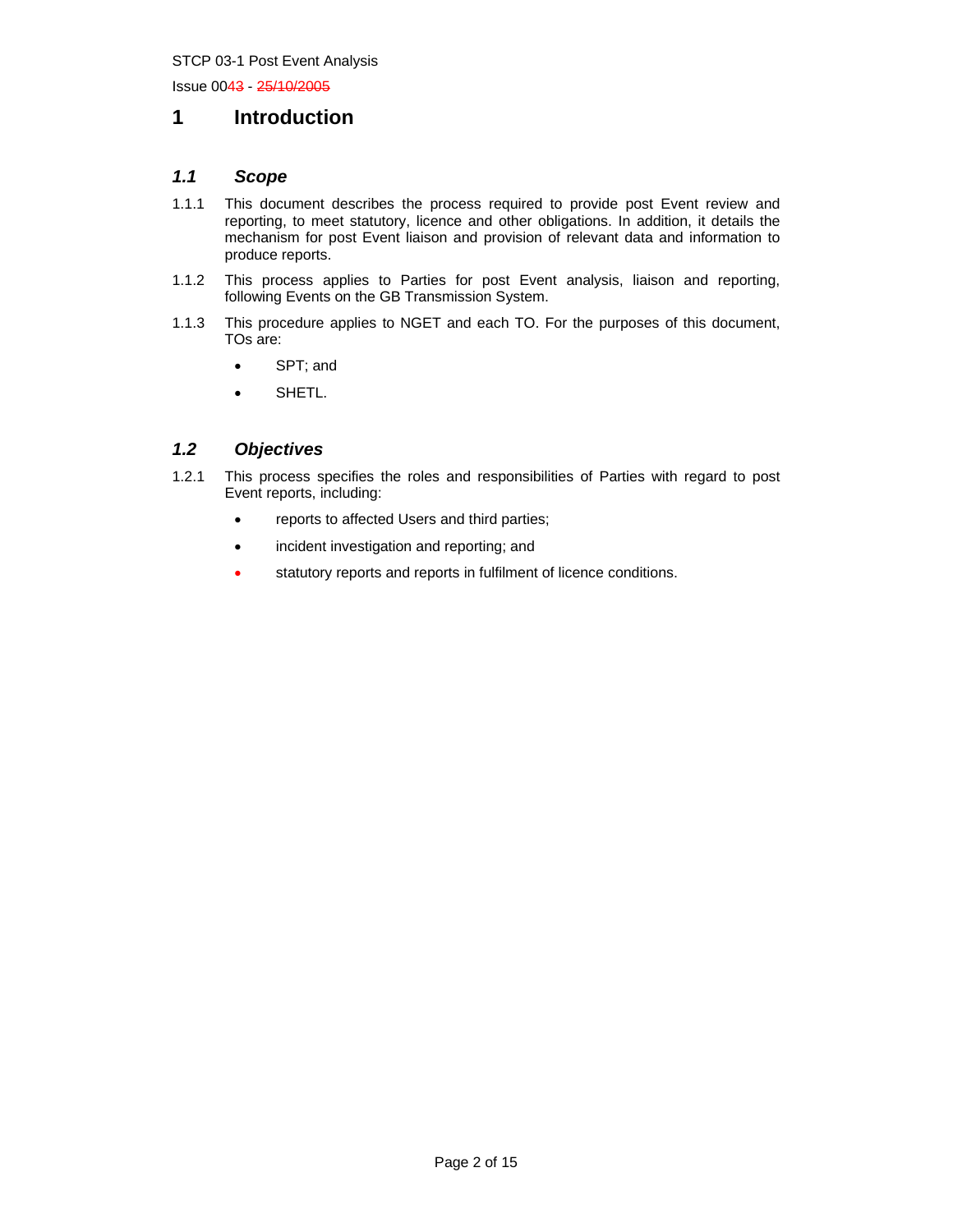# 1 Introduction

## *1.1 Scope*

1.1.1 This document describes the process required to provide post Event review and reporting, to meet statutory, licence and other obligations. In addition, it details the mechanism for post Event liaison and provision of relevant data and information to produce reports.

1.1.2 This process applies to Parties for post Event analysis, liaison and reporting, following Events on the GB Transmission System.

1.1.3 This procedure applies to NGET and each TO. For the purposes of this document, TOs are:

- SPT; and
- SHETL.

## *1.2 Objectives*

1.2.1 This process specifies the roles and responsibilities of Parties with regard to post Event reports, including:

- reports to affected Users and third parties;
- incident investigation and reporting; and
- statutory reports and reports in fulfilment of licence conditions.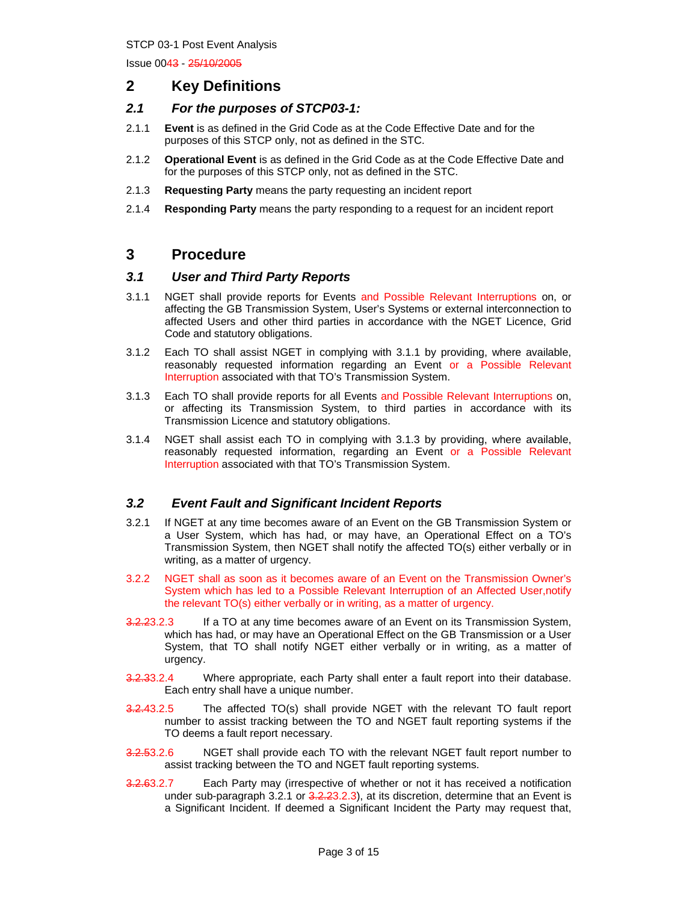## 2 Key Definitions

### 2.1 *For the purposes of STCP03-1:*

2.1.1 **Event** is as defined in the Grid Code as at the Code Effective Date and for the purposes of this STCP only, not as defined in the STC.

2.1.2 **Operational Event** is as defined in the Grid Code as at the Code Effective Date and for the purposes of this STCP only, not as defined in the STC.

2.1.3 **Requesting Party** means the party requesting an incident report

2.1.4 **Responding Party** means the party responding to a request for an incident report

## 3 Procedure

### 3.1 *User and Third Party Reports*

3.1.1 NGET shall provide reports for Events and Possible Relevant Interruptions on, or affecting the GB Transmission System, User's Systems or external interconnection to affected Users and other third parties in accordance with the NGET Licence, Grid Code and statutory obligations.

3.1.2 Each TO shall assist NGET in complying with 3.1.1 by providing, where available, reasonably requested information regarding an Event or a Possible Relevant Interruption associated with that TO's Transmission System.

3.1.3 Each TO shall provide reports for all Events and Possible Relevant Interruptions on, or affecting its Transmission System, to third parties in accordance with its Transmission Licence and statutory obligations.

3.1.4 NGET shall assist each TO in complying with 3.1.3 by providing, where available, reasonably requested information, regarding an Event or a Possible Relevant Interruption associated with that TO's Transmission System.

### 3.2 *Event Fault and Significant Incident Reports*

3.2.1 If NGET at any time becomes aware of an Event on the GB Transmission System or a User System, which has had, or may have, an Operational Effect on a TO's Transmission System, then NGET shall notify the affected TO(s) either verbally or in writing, as a matter of urgency.

3.2.2 NGET shall as soon as it becomes aware of an Event on the Transmission Owner's System which has led to a Possible Relevant Interruption of an Affected User,notify the relevant TO(s) either verbally or in writing, as a matter of urgency.

~~3.2.2~~3.2.3 If a TO at any time becomes aware of an Event on its Transmission System, which has had, or may have an Operational Effect on the GB Transmission or a User System, that TO shall notify NGET either verbally or in writing, as a matter of urgency.

~~3.2.3~~3.2.4 Where appropriate, each Party shall enter a fault report into their database. Each entry shall have a unique number.

~~3.2.4~~3.2.5 The affected TO(s) shall provide NGET with the relevant TO fault report number to assist tracking between the TO and NGET fault reporting systems if the TO deems a fault report necessary.

~~3.2.5~~3.2.6 NGET shall provide each TO with the relevant NGET fault report number to assist tracking between the TO and NGET fault reporting systems.

~~3.2.6~~3.2.7 Each Party may (irrespective of whether or not it has received a notification under sub-paragraph 3.2.1 or ~~3.2.2~~3.2.3), at its discretion, determine that an Event is a Significant Incident. If deemed a Significant Incident the Party may request that,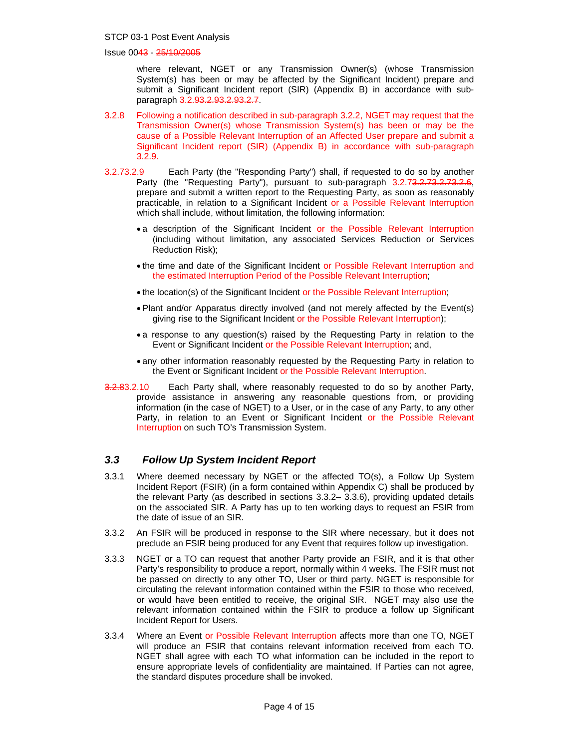where relevant, NGET or any Transmission Owner(s) (whose Transmission System(s) has been or may be affected by the Significant Incident) prepare and submit a Significant Incident report (SIR) (Appendix B) in accordance with sub-paragraph 3.2.93.2.93.2.93.2.7.

3.2.8 Following a notification described in sub-paragraph 3.2.2, NGET may request that the Transmission Owner(s) whose Transmission System(s) has been or may be the cause of a Possible Relevant Interruption of an Affected User prepare and submit a Significant Incident report (SIR) (Appendix B) in accordance with sub-paragraph 3.2.9.

3.2.73.2.9 Each Party (the "Responding Party") shall, if requested to do so by another Party (the "Requesting Party"), pursuant to sub-paragraph 3.2.73.2.73.2.73.2.6, prepare and submit a written report to the Requesting Party, as soon as reasonably practicable, in relation to a Significant Incident or a Possible Relevant Interruption which shall include, without limitation, the following information:

- a description of the Significant Incident or the Possible Relevant Interruption (including without limitation, any associated Services Reduction or Services Reduction Risk);
- the time and date of the Significant Incident or Possible Relevant Interruption and the estimated Interruption Period of the Possible Relevant Interruption;
- the location(s) of the Significant Incident or the Possible Relevant Interruption;
- Plant and/or Apparatus directly involved (and not merely affected by the Event(s) giving rise to the Significant Incident or the Possible Relevant Interruption);
- a response to any question(s) raised by the Requesting Party in relation to the Event or Significant Incident or the Possible Relevant Interruption; and,
- any other information reasonably requested by the Requesting Party in relation to the Event or Significant Incident or the Possible Relevant Interruption.

3.2.83.2.10 Each Party shall, where reasonably requested to do so by another Party, provide assistance in answering any reasonable questions from, or providing information (in the case of NGET) to a User, or in the case of any Party, to any other Party, in relation to an Event or Significant Incident or the Possible Relevant Interruption on such TO's Transmission System.

### *3.3 Follow Up System Incident Report*

3.3.1 Where deemed necessary by NGET or the affected TO(s), a Follow Up System Incident Report (FSIR) (in a form contained within Appendix C) shall be produced by the relevant Party (as described in sections 3.3.2– 3.3.6), providing updated details on the associated SIR. A Party has up to ten working days to request an FSIR from the date of issue of an SIR.

3.3.2 An FSIR will be produced in response to the SIR where necessary, but it does not preclude an FSIR being produced for any Event that requires follow up investigation.

3.3.3 NGET or a TO can request that another Party provide an FSIR, and it is that other Party's responsibility to produce a report, normally within 4 weeks. The FSIR must not be passed on directly to any other TO, User or third party. NGET is responsible for circulating the relevant information contained within the FSIR to those who received, or would have been entitled to receive, the original SIR. NGET may also use the relevant information contained within the FSIR to produce a follow up Significant Incident Report for Users.

3.3.4 Where an Event or Possible Relevant Interruption affects more than one TO, NGET will produce an FSIR that contains relevant information received from each TO. NGET shall agree with each TO what information can be included in the report to ensure appropriate levels of confidentiality are maintained. If Parties can not agree, the standard disputes procedure shall be invoked.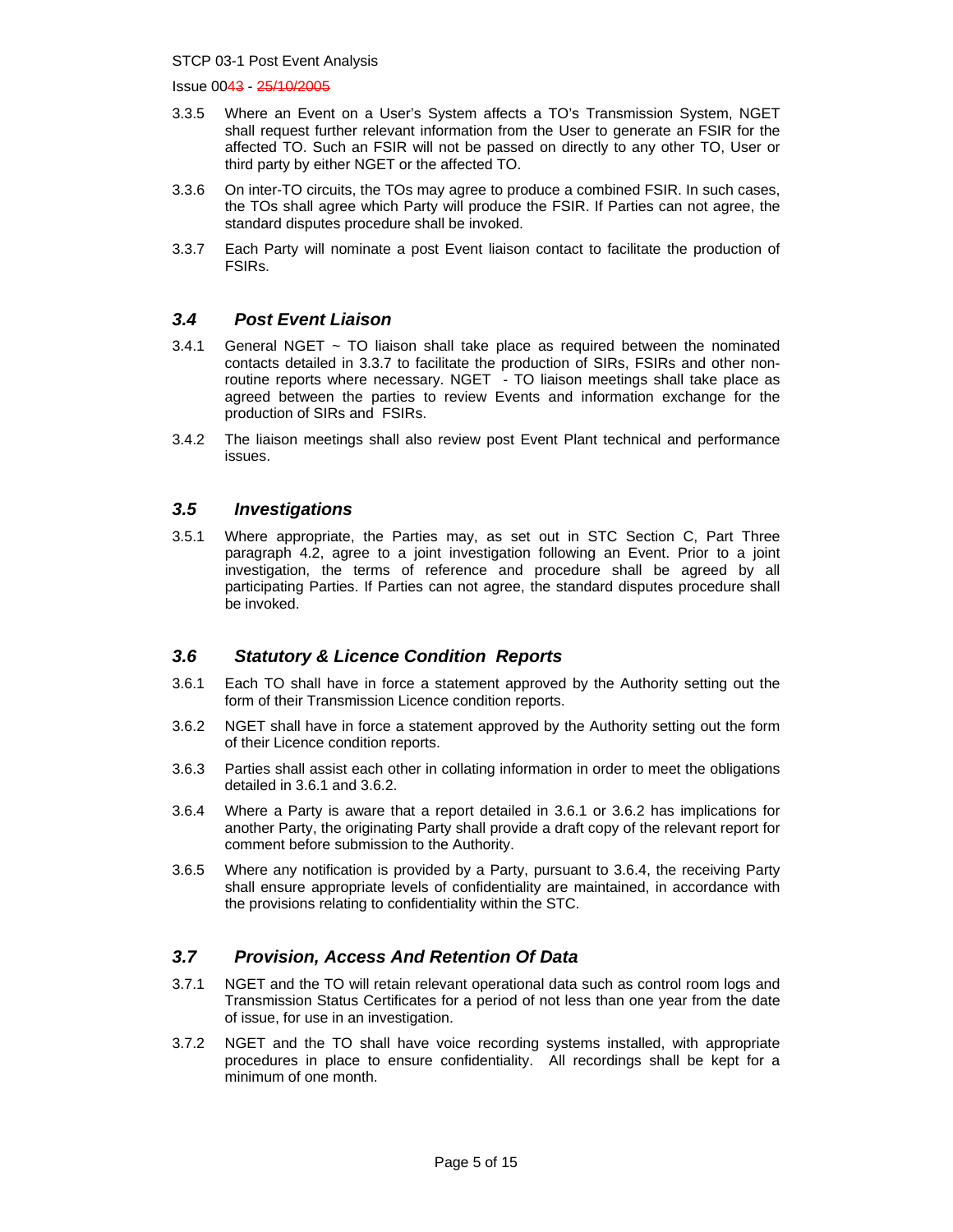3.3.5 Where an Event on a User's System affects a TO's Transmission System, NGET shall request further relevant information from the User to generate an FSIR for the affected TO. Such an FSIR will not be passed on directly to any other TO, User or third party by either NGET or the affected TO.

3.3.6 On inter-TO circuits, the TOs may agree to produce a combined FSIR. In such cases, the TOs shall agree which Party will produce the FSIR. If Parties can not agree, the standard disputes procedure shall be invoked.

3.3.7 Each Party will nominate a post Event liaison contact to facilitate the production of FSIRs.

### *3.4 Post Event Liaison*

3.4.1 General NGET ~ TO liaison shall take place as required between the nominated contacts detailed in 3.3.7 to facilitate the production of SIRs, FSIRs and other non-routine reports where necessary. NGET - TO liaison meetings shall take place as agreed between the parties to review Events and information exchange for the production of SIRs and FSIRs.

3.4.2 The liaison meetings shall also review post Event Plant technical and performance issues.

### *3.5 Investigations*

3.5.1 Where appropriate, the Parties may, as set out in STC Section C, Part Three paragraph 4.2, agree to a joint investigation following an Event. Prior to a joint investigation, the terms of reference and procedure shall be agreed by all participating Parties. If Parties can not agree, the standard disputes procedure shall be invoked.

### *3.6 Statutory & Licence Condition Reports*

3.6.1 Each TO shall have in force a statement approved by the Authority setting out the form of their Transmission Licence condition reports.

3.6.2 NGET shall have in force a statement approved by the Authority setting out the form of their Licence condition reports.

3.6.3 Parties shall assist each other in collating information in order to meet the obligations detailed in 3.6.1 and 3.6.2.

3.6.4 Where a Party is aware that a report detailed in 3.6.1 or 3.6.2 has implications for another Party, the originating Party shall provide a draft copy of the relevant report for comment before submission to the Authority.

3.6.5 Where any notification is provided by a Party, pursuant to 3.6.4, the receiving Party shall ensure appropriate levels of confidentiality are maintained, in accordance with the provisions relating to confidentiality within the STC.

### *3.7 Provision, Access And Retention Of Data*

3.7.1 NGET and the TO will retain relevant operational data such as control room logs and Transmission Status Certificates for a period of not less than one year from the date of issue, for use in an investigation.

3.7.2 NGET and the TO shall have voice recording systems installed, with appropriate procedures in place to ensure confidentiality. All recordings shall be kept for a minimum of one month.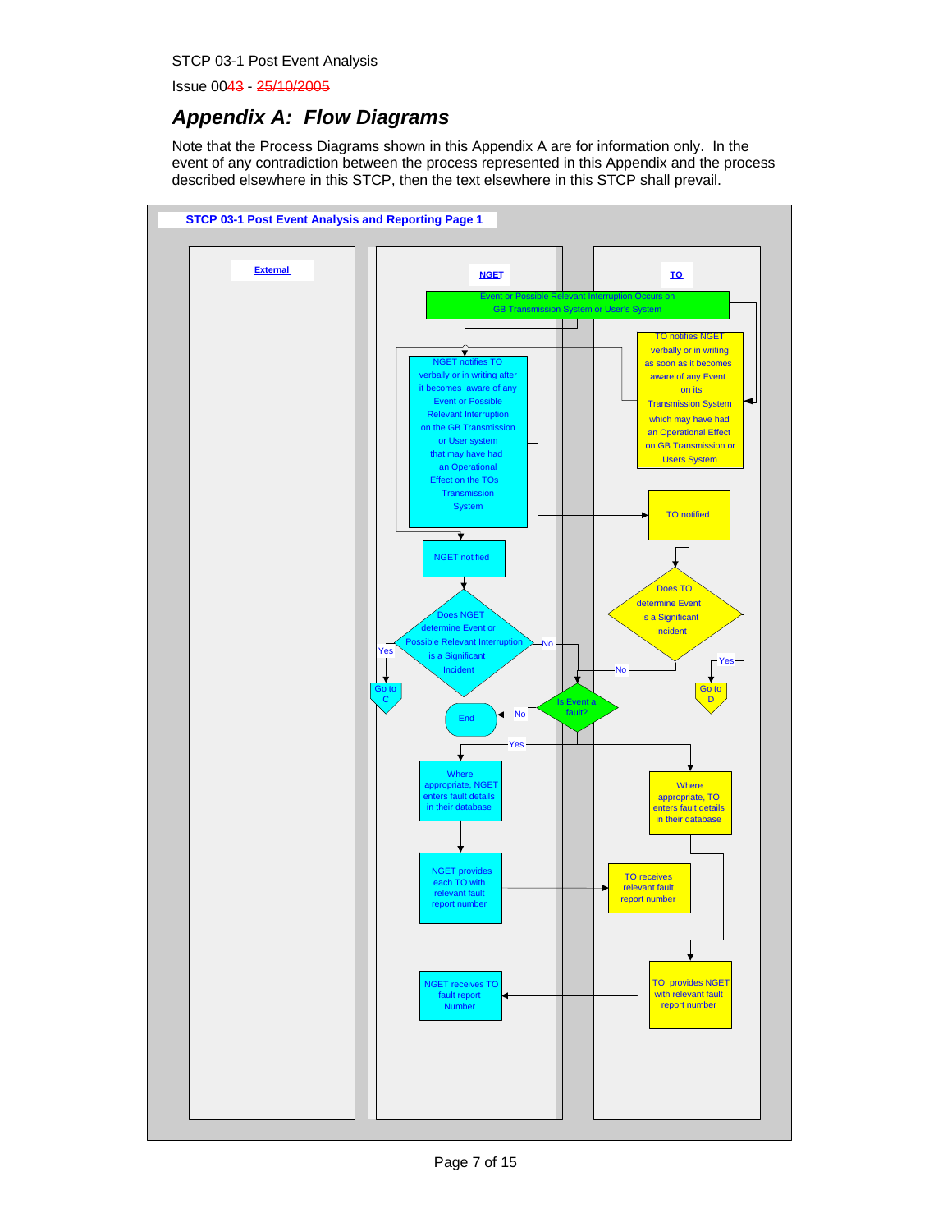# Appendix A: Flow Diagrams

Note that the Process Diagrams shown in this Appendix A are for information only. In the event of any contradiction between the process represented in this Appendix and the process described elsewhere in this STCP, then the text elsewhere in this STCP shall prevail.

**STCP 03-1 Post Event Analysis and Reporting Page 1**

External | NGET | TO

- Event or Possible Relevant Interruption Occurs on GB Transmission System or User's System
- NGET notifies TO verbally or in writing after it becomes aware of any Event or Possible Relevant Interruption on the GB Transmission or User system that may have had an Operational Effect on the TOs Transmission System
- TO notifies NGET verbally or in writing as soon as it becomes aware of any Event on its Transmission System which may have had an Operational Effect on GB Transmission or Users System
- TO notified
- NGET notified
- Does NGET determine Event or Possible Relevant Interruption is a Significant Incident
  - Yes → Go to C
  - No → Is Event a fault?
- Does TO determine Event is a Significant Incident
  - Yes → Go to D
  - No → Is Event a fault?
- Is Event a fault?
  - No → End
  - Yes → Where appropriate, NGET enters fault details in their database; Where appropriate, TO enters fault details in their database
- NGET provides each TO with relevant fault report number → TO receives relevant fault report number
- TO provides NGET with relevant fault report number → NGET receives TO fault report Number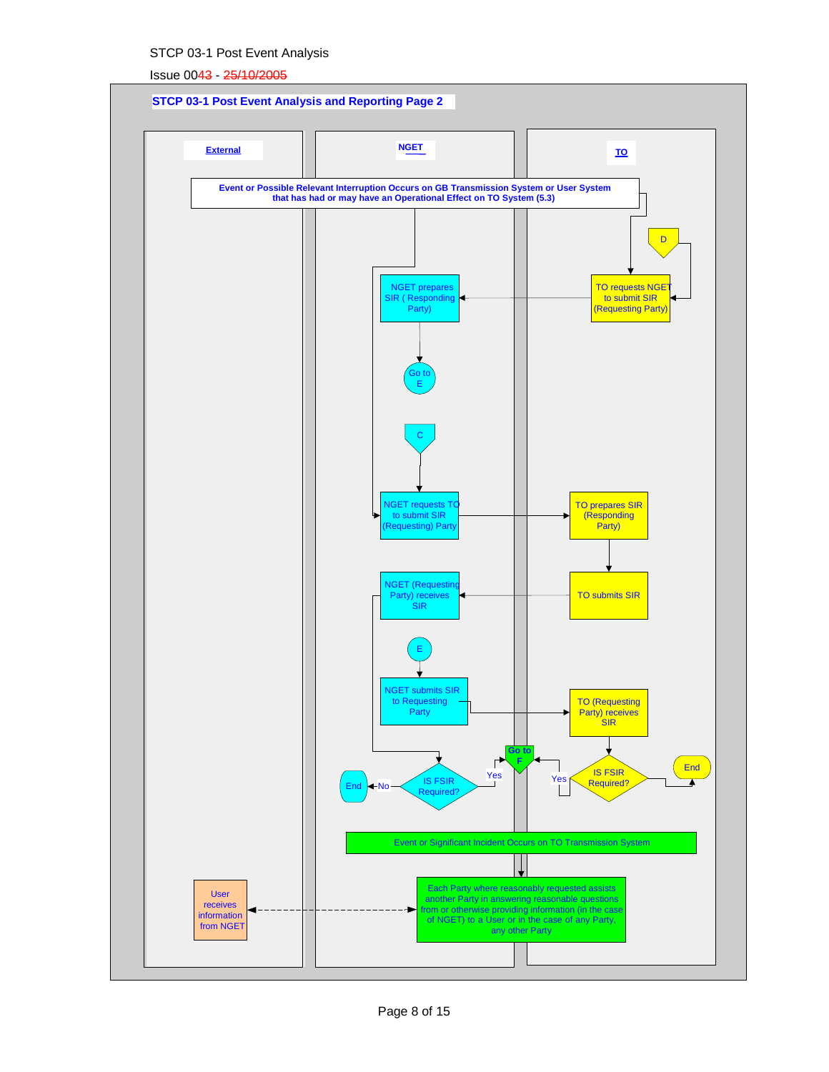STCP 03-1 Post Event Analysis

Issue 0043 - 25/10/2005

## STCP 03-1 Post Event Analysis and Reporting Page 2

**External** | **NGET** | **TO**

**Event or Possible Relevant Interruption Occurs on GB Transmission System or User System that has had or may have an Operational Effect on TO System (5.3)**

D

TO requests NGET to submit SIR (Requesting Party)

NGET prepares SIR ( Responding Party)

Go to E

C

NGET requests TO to submit SIR (Requesting) Party

TO prepares SIR (Responding Party)

TO submits SIR

NGET (Requesting Party) receives SIR

E

NGET submits SIR to Requesting Party

TO (Requesting Party) receives SIR

IS FSIR Required?

No

End

Yes

Go to F

Yes

IS FSIR Required?

End

Event or Significant Incident Occurs on TO Transmission System

Each Party where reasonably requested assists another Party in answering reasonable questions from or otherwise providing information (in the case of NGET) to a User or in the case of any Party, any other Party

User receives information from NGET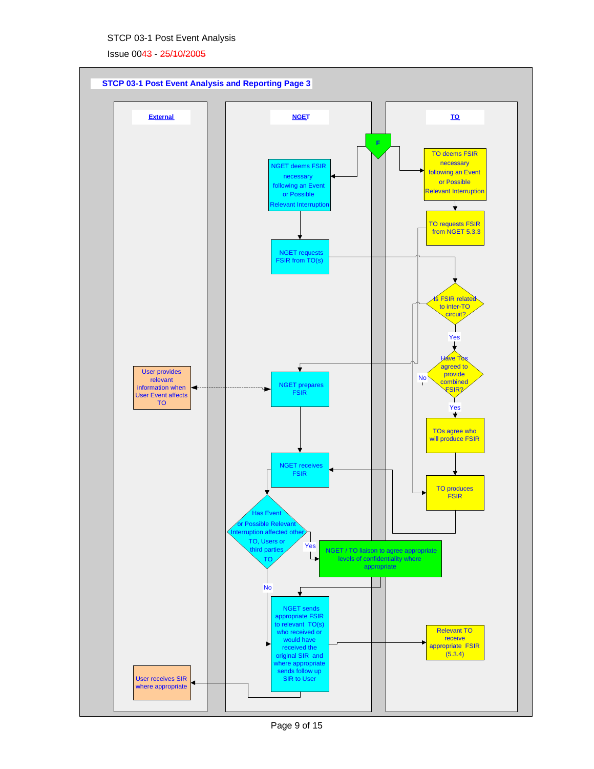## STCP 03-1 Post Event Analysis and Reporting Page 3

**External**

- User provides relevant information when User Event affects TO
- User receives SIR where appropriate

**NGET**

- F
- NGET deems FSIR necessary following an Event or Possible Relevant Interruption
- NGET requests FSIR from TO(s)
- NGET prepares FSIR
- NGET receives FSIR
- Has Event or Possible Relevant Interruption affected other TO, Users or third parties
  - Yes → NGET / TO liaison to agree appropriate levels of confidentiality where appropriate
  - No
- NGET sends appropriate FSIR to relevant TO(s) who received or would have received the original SIR and where appropriate sends follow up SIR to User

**TO**

- TO deems FSIR necessary following an Event or Possible Relevant Interruption
- TO requests FSIR from NGET 5.3.3
- Is FSIR related to inter-TO circuit?
  - Yes
- Have Tos agreed to provide combined FSIR?
  - Yes
  - No
- TOs agree who will produce FSIR
- TO produces FSIR
- Relevant TO receive appropriate FSIR (5.3.4)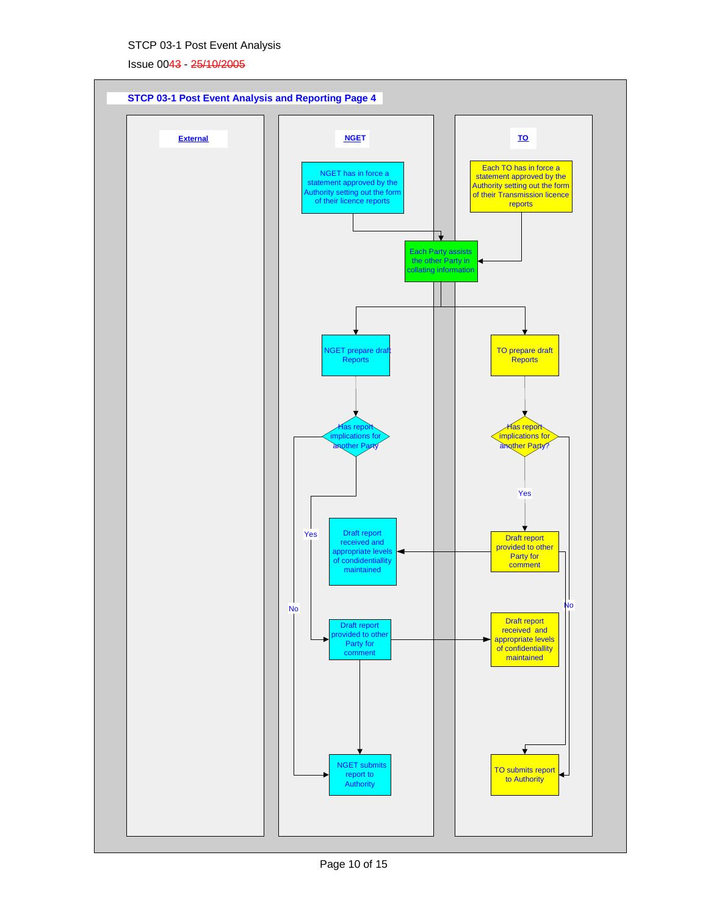STCP 03-1 Post Event Analysis

Issue 0043 - 25/10/2005

## STCP 03-1 Post Event Analysis and Reporting Page 4

**External**

**NGET**

**TO**

NGET has in force a statement approved by the Authority setting out the form of their licence reports

Each TO has in force a statement approved by the Authority setting out the form of their Transmission licence reports

Each Party assists the other Party in collating information

NGET prepare draft Reports

TO prepare draft Reports

Has report implications for another Party

Has report implications for another Party?

Yes

No

Draft report received and appropriate levels of condidentiallity maintained

Draft report provided to other Party for comment

Draft report provided to other Party for comment

Draft report received and appropriate levels of confidentiallity maintained

NGET submits report to Authority

TO submits report to Authority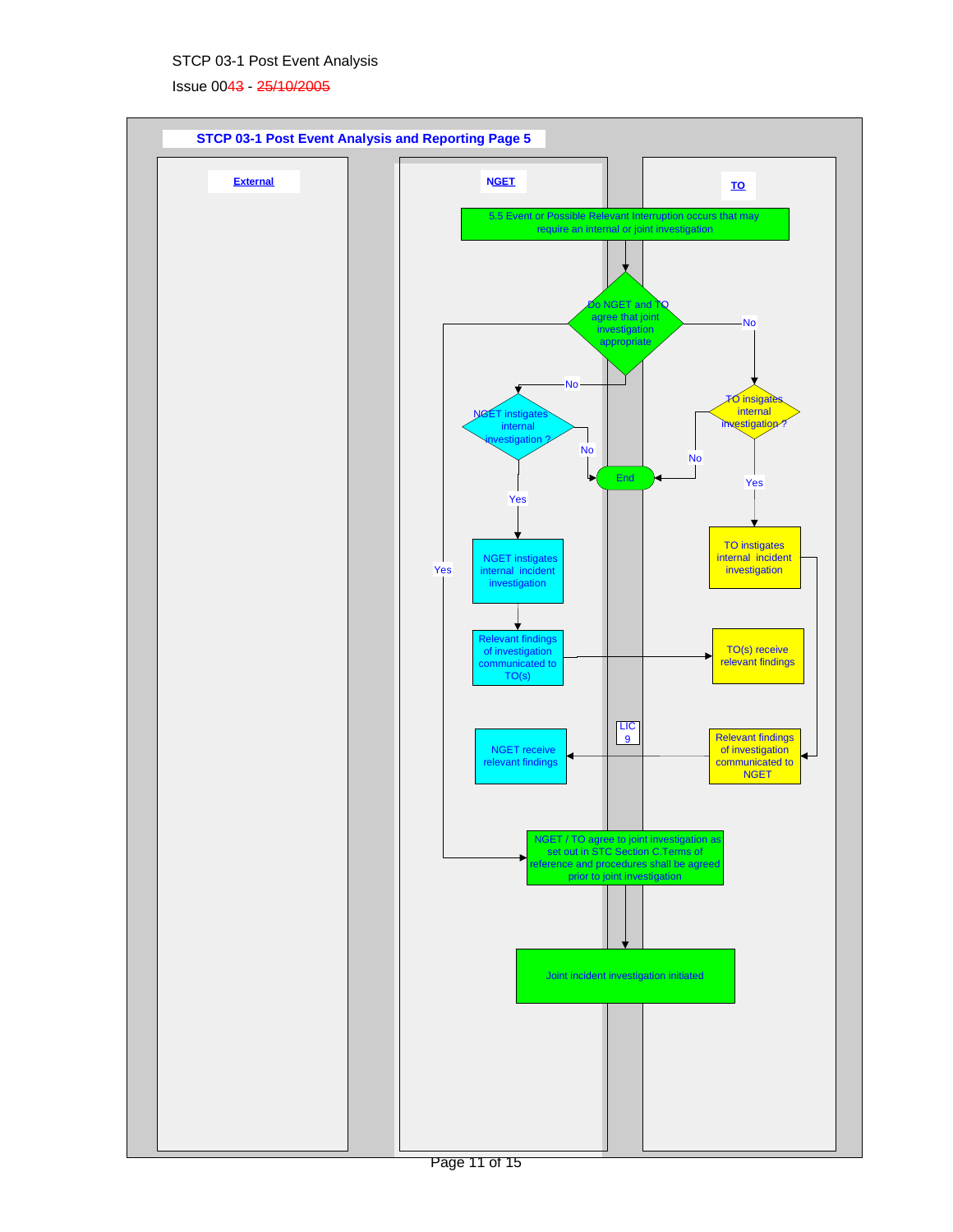## STCP 03-1 Post Event Analysis and Reporting Page 5

**External** | **NGET** | **TO**

5.5 Event or Possible Relevant Interruption occurs that may require an internal or joint investigation

Do NGET and TO agree that joint investigation appropriate

- Yes → NGET / TO agree to joint investigation as set out in STC Section C.Terms of reference and procedures shall be agreed prior to joint investigation
- No → NGET instigates internal investigation ?
  - No → End
  - Yes → NGET instigates internal incident investigation → Relevant findings of investigation communicated to TO(s) → TO(s) receive relevant findings
- No → TO insigates internal investigation ?
  - No → End
  - Yes → TO instigates internal incident investigation → Relevant findings of investigation communicated to NGET → NGET receive relevant findings

LIC 9

NGET / TO agree to joint investigation as set out in STC Section C.Terms of reference and procedures shall be agreed prior to joint investigation → Joint incident investigation initiated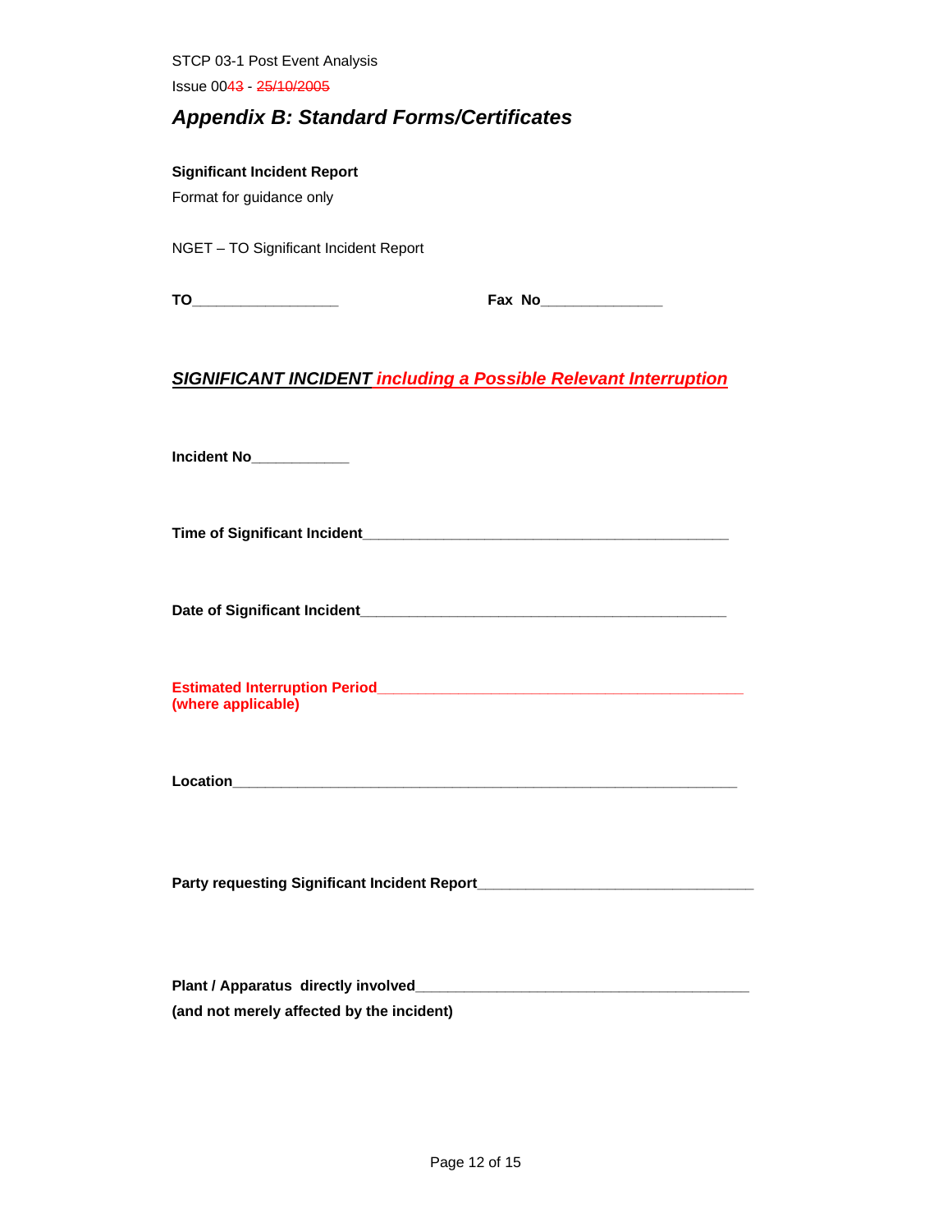## *Appendix B: Standard Forms/Certificates*

**Significant Incident Report**

Format for guidance only

NGET – TO Significant Incident Report

**TO**__________________ **Fax No**_______________

***SIGNIFICANT INCIDENT including a Possible Relevant Interruption***

**Incident No**____________

**Time of Significant Incident**_____________________________________________

**Date of Significant Incident**_____________________________________________

**Estimated Interruption Period**_____________________________________________
**(where applicable)**

**Location**_______________________________________________________________

**Party requesting Significant Incident Report**__________________________________

**Plant / Apparatus directly involved**_________________________________________
**(and not merely affected by the incident)**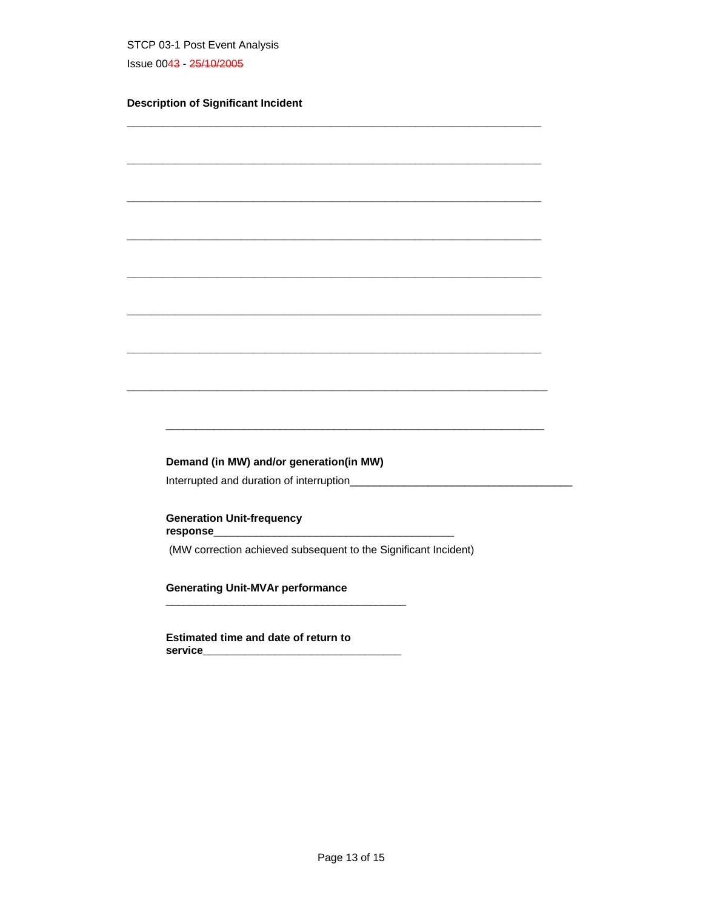**Description of Significant Incident**

\_\_\_\_\_\_\_\_\_\_\_\_\_\_\_\_\_\_\_\_\_\_\_\_\_\_\_\_\_\_\_\_\_\_\_\_\_\_\_\_\_\_\_\_\_\_\_\_\_\_\_\_\_\_\_\_\_\_\_\_\_\_\_\_

\_\_\_\_\_\_\_\_\_\_\_\_\_\_\_\_\_\_\_\_\_\_\_\_\_\_\_\_\_\_\_\_\_\_\_\_\_\_\_\_\_\_\_\_\_\_\_\_\_\_\_\_\_\_\_\_\_\_\_\_\_\_\_\_

\_\_\_\_\_\_\_\_\_\_\_\_\_\_\_\_\_\_\_\_\_\_\_\_\_\_\_\_\_\_\_\_\_\_\_\_\_\_\_\_\_\_\_\_\_\_\_\_\_\_\_\_\_\_\_\_\_\_\_\_\_\_\_\_

\_\_\_\_\_\_\_\_\_\_\_\_\_\_\_\_\_\_\_\_\_\_\_\_\_\_\_\_\_\_\_\_\_\_\_\_\_\_\_\_\_\_\_\_\_\_\_\_\_\_\_\_\_\_\_\_\_\_\_\_\_\_\_\_

\_\_\_\_\_\_\_\_\_\_\_\_\_\_\_\_\_\_\_\_\_\_\_\_\_\_\_\_\_\_\_\_\_\_\_\_\_\_\_\_\_\_\_\_\_\_\_\_\_\_\_\_\_\_\_\_\_\_\_\_\_\_\_\_

\_\_\_\_\_\_\_\_\_\_\_\_\_\_\_\_\_\_\_\_\_\_\_\_\_\_\_\_\_\_\_\_\_\_\_\_\_\_\_\_\_\_\_\_\_\_\_\_\_\_\_\_\_\_\_\_\_\_\_\_\_\_\_\_

\_\_\_\_\_\_\_\_\_\_\_\_\_\_\_\_\_\_\_\_\_\_\_\_\_\_\_\_\_\_\_\_\_\_\_\_\_\_\_\_\_\_\_\_\_\_\_\_\_\_\_\_\_\_\_\_\_\_\_\_\_\_\_\_

\_\_\_\_\_\_\_\_\_\_\_\_\_\_\_\_\_\_\_\_\_\_\_\_\_\_\_\_\_\_\_\_\_\_\_\_\_\_\_\_\_\_\_\_\_\_\_\_\_\_\_\_\_\_\_\_\_\_\_\_\_\_\_\_

\_\_\_\_\_\_\_\_\_\_\_\_\_\_\_\_\_\_\_\_\_\_\_\_\_\_\_\_\_\_\_\_\_\_\_\_\_\_\_\_\_\_\_\_\_\_\_\_\_\_\_\_\_\_\_\_\_\_\_\_\_\_\_\_

**Demand (in MW) and/or generation(in MW)**

Interrupted and duration of interruption\_\_\_\_\_\_\_\_\_\_\_\_\_\_\_\_\_\_\_\_\_\_\_\_\_\_\_\_\_\_\_\_\_\_\_\_

**Generation Unit-frequency response**\_\_\_\_\_\_\_\_\_\_\_\_\_\_\_\_\_\_\_\_\_\_\_\_\_\_\_\_\_\_\_\_\_\_\_\_\_\_\_

(MW correction achieved subsequent to the Significant Incident)

**Generating Unit-MVAr performance** \_\_\_\_\_\_\_\_\_\_\_\_\_\_\_\_\_\_\_\_\_\_\_\_\_\_\_\_\_\_\_\_\_\_\_\_\_\_\_

**Estimated time and date of return to service**\_\_\_\_\_\_\_\_\_\_\_\_\_\_\_\_\_\_\_\_\_\_\_\_\_\_\_\_\_\_\_\_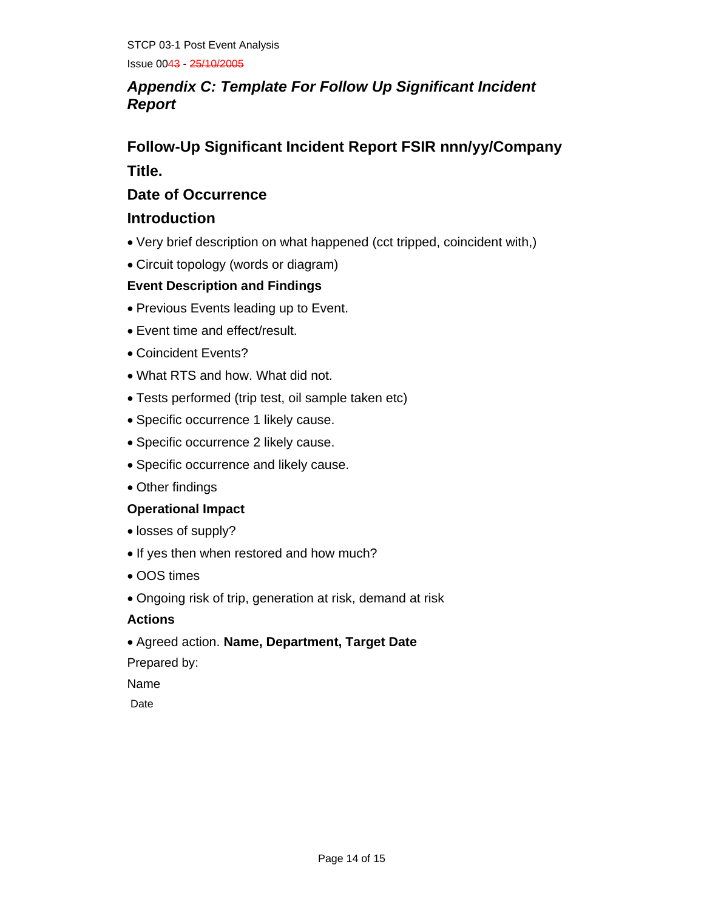## Appendix C: Template For Follow Up Significant Incident Report

## Follow-Up Significant Incident Report FSIR nnn/yy/Company

## Title.

## Date of Occurrence

## Introduction

- Very brief description on what happened (cct tripped, coincident with,)
- Circuit topology (words or diagram)

### Event Description and Findings

- Previous Events leading up to Event.
- Event time and effect/result.
- Coincident Events?
- What RTS and how. What did not.
- Tests performed (trip test, oil sample taken etc)
- Specific occurrence 1 likely cause.
- Specific occurrence 2 likely cause.
- Specific occurrence and likely cause.
- Other findings

### Operational Impact

- losses of supply?
- If yes then when restored and how much?
- OOS times
- Ongoing risk of trip, generation at risk, demand at risk

### Actions

- Agreed action. **Name, Department, Target Date**

Prepared by:

Name

Date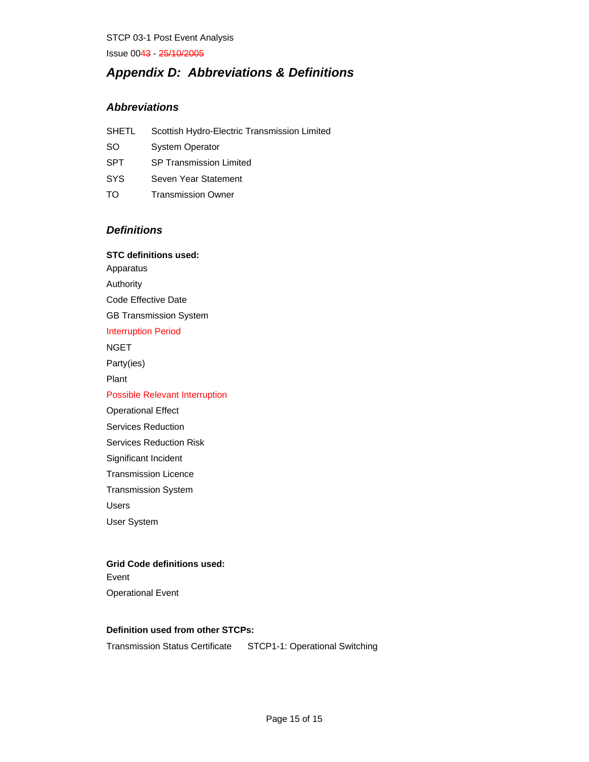## Appendix D: Abbreviations & Definitions

### Abbreviations

| | |
|---|---|
| SHETL | Scottish Hydro-Electric Transmission Limited |
| SO | System Operator |
| SPT | SP Transmission Limited |
| SYS | Seven Year Statement |
| TO | Transmission Owner |

### Definitions

**STC definitions used:**

Apparatus
Authority
Code Effective Date
GB Transmission System
Interruption Period
NGET
Party(ies)
Plant
Possible Relevant Interruption
Operational Effect
Services Reduction
Services Reduction Risk
Significant Incident
Transmission Licence
Transmission System
Users
User System

**Grid Code definitions used:**

Event
Operational Event

**Definition used from other STCPs:**

| | |
|---|---|
| Transmission Status Certificate | STCP1-1: Operational Switching |